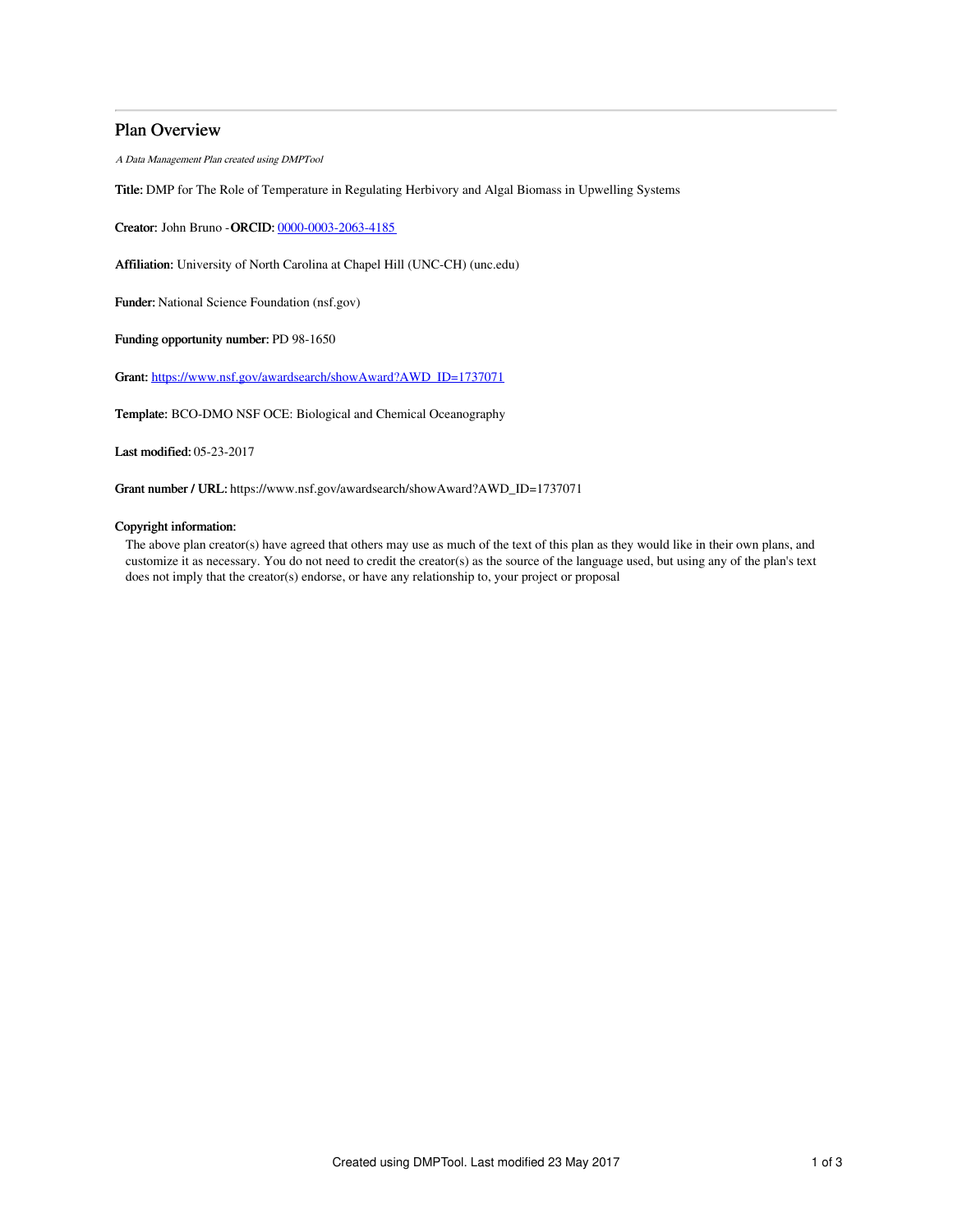# Plan Overview

*A Data Management Plan created using DMPTool*

**Title:** DMP for The Role of Temperature in Regulating Herbivory and Algal Biomass in Upwelling Systems

**Creator:** John Bruno -**ORCID:** 0000-0003-2063-4185

**Affiliation:** University of North Carolina at Chapel Hill (UNC-CH) (unc.edu)

**Funder:** National Science Foundation (nsf.gov)

**Funding opportunity number:** PD 98-1650

**Grant:** https://www.nsf.gov/awardsearch/showAward?AWD_ID=1737071

**Template:** BCO-DMO NSF OCE: Biological and Chemical Oceanography

**Last modified:** 05-23-2017

**Grant number / URL:** https://www.nsf.gov/awardsearch/showAward?AWD_ID=1737071

**Copyright information:**

The above plan creator(s) have agreed that others may use as much of the text of this plan as they would like in their own plans, and customize it as necessary. You do not need to credit the creator(s) as the source of the language used, but using any of the plan's text does not imply that the creator(s) endorse, or have any relationship to, your project or proposal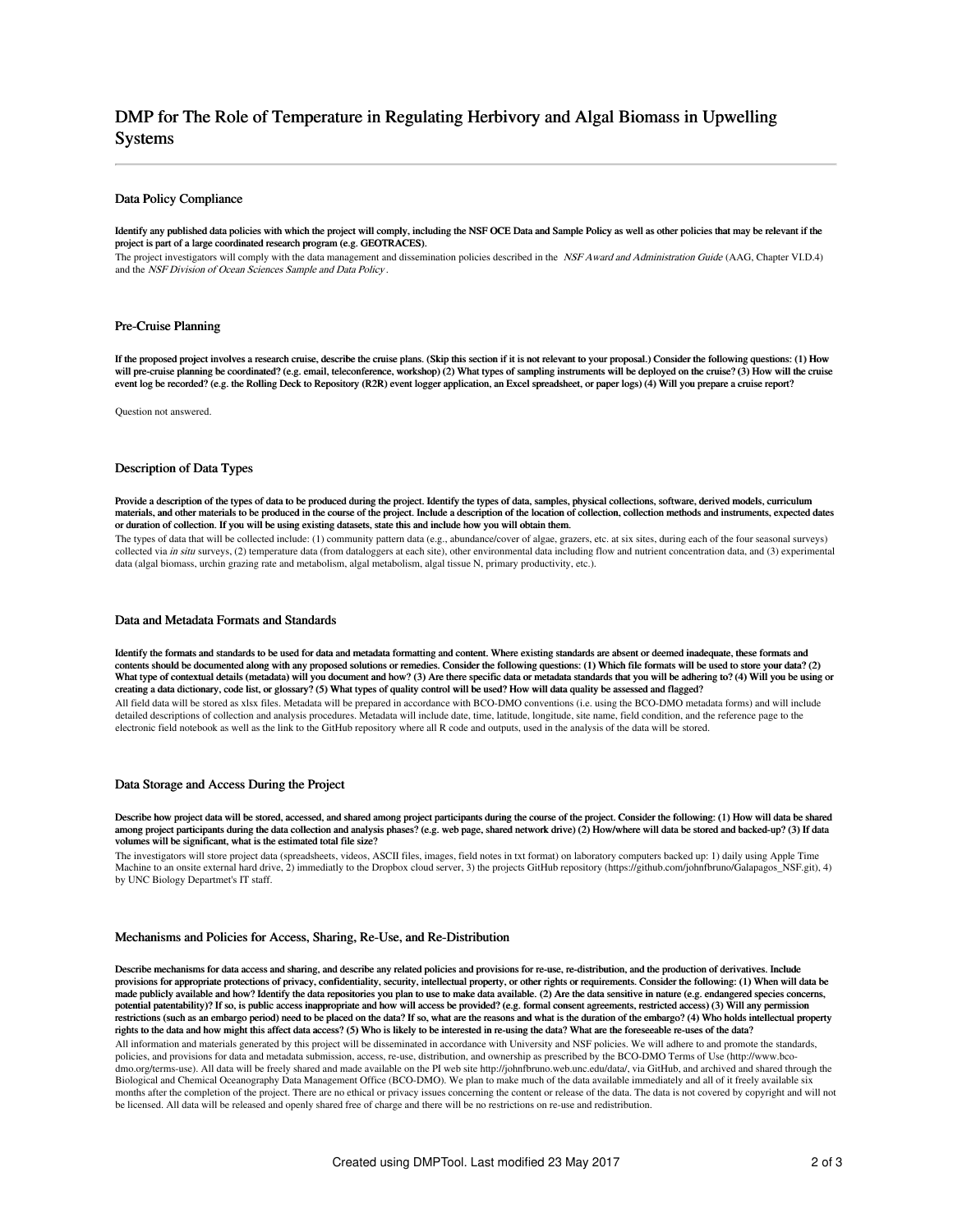# DMP for The Role of Temperature in Regulating Herbivory and Algal Biomass in Upwelling Systems

## Data Policy Compliance

**Identify any published data policies with which the project will comply, including the NSF OCE Data and Sample Policy as well as other policies that may be relevant if the project is part of a large coordinated research program (e.g. GEOTRACES).**

The project investigators will comply with the data management and dissemination policies described in the *NSF Award and Administration Guide* (AAG, Chapter VI.D.4) and the *NSF Division of Ocean Sciences Sample and Data Policy*.

## Pre-Cruise Planning

**If the proposed project involves a research cruise, describe the cruise plans. (Skip this section if it is not relevant to your proposal.) Consider the following questions: (1) How will pre-cruise planning be coordinated? (e.g. email, teleconference, workshop) (2) What types of sampling instruments will be deployed on the cruise? (3) How will the cruise event log be recorded? (e.g. the Rolling Deck to Repository (R2R) event logger application, an Excel spreadsheet, or paper logs) (4) Will you prepare a cruise report?**

Question not answered.

## Description of Data Types

**Provide a description of the types of data to be produced during the project. Identify the types of data, samples, physical collections, software, derived models, curriculum materials, and other materials to be produced in the course of the project. Include a description of the location of collection, collection methods and instruments, expected dates or duration of collection. If you will be using existing datasets, state this and include how you will obtain them.**

The types of data that will be collected include: (1) community pattern data (e.g., abundance/cover of algae, grazers, etc. at six sites, during each of the four seasonal surveys) collected via *in situ* surveys, (2) temperature data (from dataloggers at each site), other environmental data including flow and nutrient concentration data, and (3) experimental data (algal biomass, urchin grazing rate and metabolism, algal metabolism, algal tissue N, primary productivity, etc.).

## Data and Metadata Formats and Standards

**Identify the formats and standards to be used for data and metadata formatting and content. Where existing standards are absent or deemed inadequate, these formats and contents should be documented along with any proposed solutions or remedies. Consider the following questions: (1) Which file formats will be used to store your data? (2) What type of contextual details (metadata) will you document and how? (3) Are there specific data or metadata standards that you will be adhering to? (4) Will you be using or creating a data dictionary, code list, or glossary? (5) What types of quality control will be used? How will data quality be assessed and flagged?**

All field data will be stored as xlsx files. Metadata will be prepared in accordance with BCO-DMO conventions (i.e. using the BCO-DMO metadata forms) and will include detailed descriptions of collection and analysis procedures. Metadata will include date, time, latitude, longitude, site name, field condition, and the reference page to the electronic field notebook as well as the link to the GitHub repository where all R code and outputs, used in the analysis of the data will be stored.

## Data Storage and Access During the Project

**Describe how project data will be stored, accessed, and shared among project participants during the course of the project. Consider the following: (1) How will data be shared among project participants during the data collection and analysis phases? (e.g. web page, shared network drive) (2) How/where will data be stored and backed-up? (3) If data volumes will be significant, what is the estimated total file size?**

The investigators will store project data (spreadsheets, videos, ASCII files, images, field notes in txt format) on laboratory computers backed up: 1) daily using Apple Time Machine to an onsite external hard drive, 2) immediatly to the Dropbox cloud server, 3) the projects GitHub repository (https://github.com/johnfbruno/Galapagos_NSF.git), 4) by UNC Biology Departmet's IT staff.

## Mechanisms and Policies for Access, Sharing, Re-Use, and Re-Distribution

**Describe mechanisms for data access and sharing, and describe any related policies and provisions for re-use, re-distribution, and the production of derivatives. Include provisions for appropriate protections of privacy, confidentiality, security, intellectual property, or other rights or requirements. Consider the following: (1) When will data be made publicly available and how? Identify the data repositories you plan to use to make data available. (2) Are the data sensitive in nature (e.g. endangered species concerns, potential patentability)? If so, is public access inappropriate and how will access be provided? (e.g. formal consent agreements, restricted access) (3) Will any permission restrictions (such as an embargo period) need to be placed on the data? If so, what are the reasons and what is the duration of the embargo? (4) Who holds intellectual property rights to the data and how might this affect data access? (5) Who is likely to be interested in re-using the data? What are the foreseeable re-uses of the data?**

All information and materials generated by this project will be disseminated in accordance with University and NSF policies. We will adhere to and promote the standards, policies, and provisions for data and metadata submission, access, re-use, distribution, and ownership as prescribed by the BCO-DMO Terms of Use (http://www.bco-dmo.org/terms-use). All data will be freely shared and made available on the PI web site http://johnfbruno.web.unc.edu/data/, via GitHub, and archived and shared through the Biological and Chemical Oceanography Data Management Office (BCO-DMO). We plan to make much of the data available immediately and all of it freely available six months after the completion of the project. There are no ethical or privacy issues concerning the content or release of the data. The data is not covered by copyright and will not be licensed. All data will be released and openly shared free of charge and there will be no restrictions on re-use and redistribution.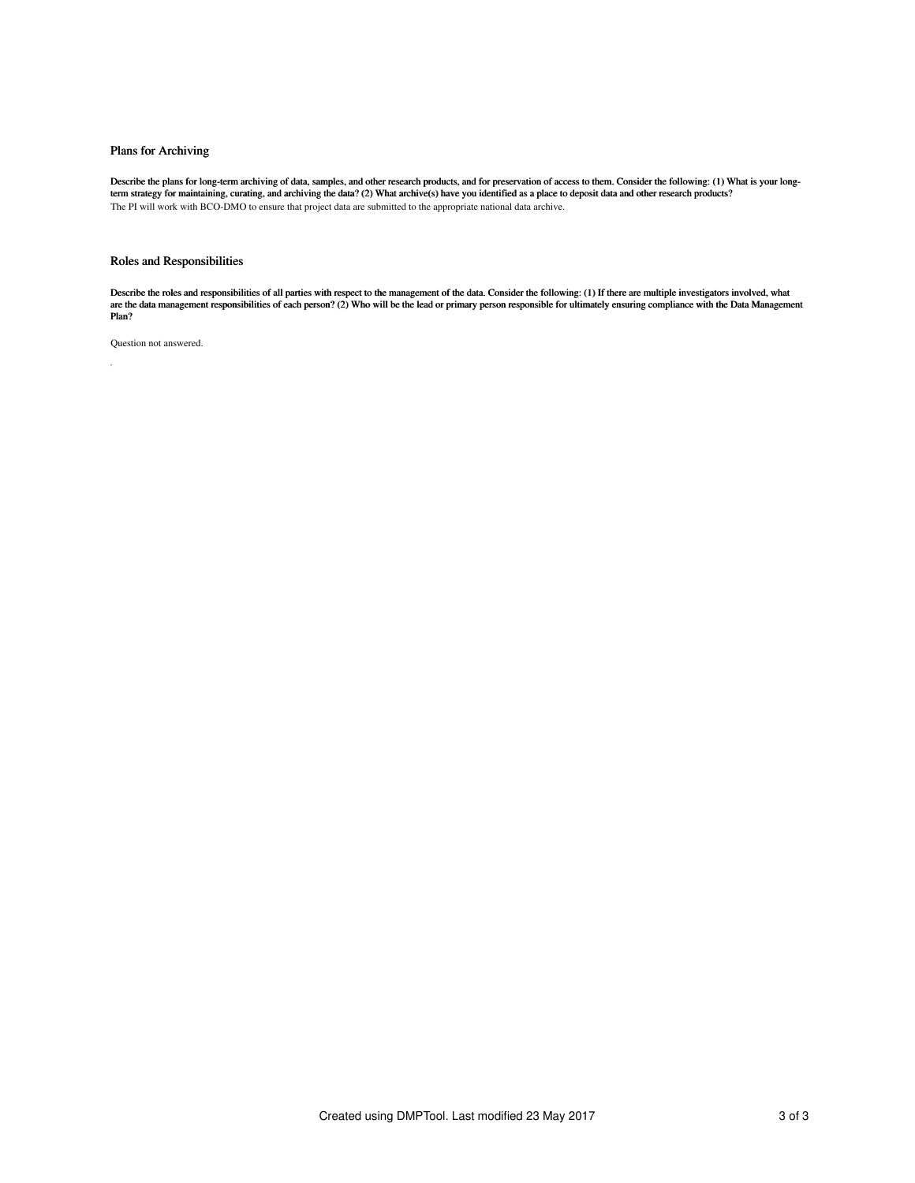### Plans for Archiving

**Describe the plans for long-term archiving of data, samples, and other research products, and for preservation of access to them. Consider the following: (1) What is your long-term strategy for maintaining, curating, and archiving the data? (2) What archive(s) have you identified as a place to deposit data and other research products?**

The PI will work with BCO-DMO to ensure that project data are submitted to the appropriate national data archive.

### Roles and Responsibilities

**Describe the roles and responsibilities of all parties with respect to the management of the data. Consider the following: (1) If there are multiple investigators involved, what are the data management responsibilities of each person? (2) Who will be the lead or primary person responsible for ultimately ensuring compliance with the Data Management Plan?**

Question not answered.

Created using DMPTool. Last modified 23 May 2017